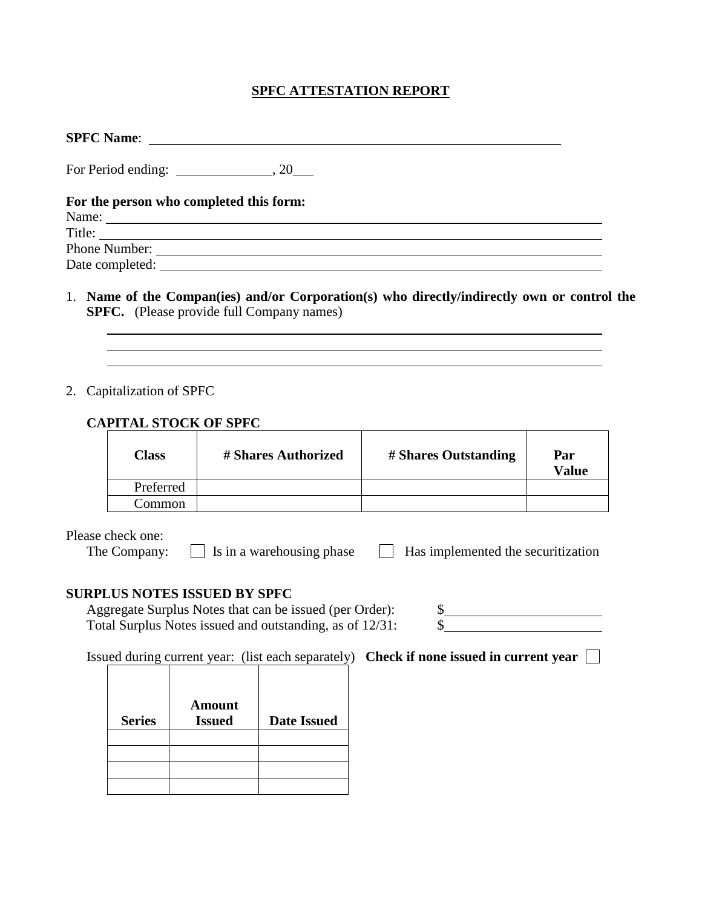# SPFC ATTESTATION REPORT

**SPFC Name**: ______________________________________________

For Period ending: ______________, 20___

**For the person who completed this form:**

Name: ______________________________________________

Title: ______________________________________________

Phone Number: ______________________________________________

Date completed: ______________________________________________

1. **Name of the Compan(ies) and/or Corporation(s) who directly/indirectly own or control the SPFC.** (Please provide full Company names)

   ______________________________________________

   ______________________________________________

   ______________________________________________

2. Capitalization of SPFC

   **CAPITAL STOCK OF SPFC**

| Class | # Shares Authorized | # Shares Outstanding | Par Value |
|---|---|---|---|
| Preferred | | | |
| Common | | | |

Please check one:

The Company: ☐ Is in a warehousing phase ☐ Has implemented the securitization

**SURPLUS NOTES ISSUED BY SPFC**

Aggregate Surplus Notes that can be issued (per Order): $______________

Total Surplus Notes issued and outstanding, as of 12/31: $______________

Issued during current year: (list each separately) **Check if none issued in current year** ☐

| Series | Amount Issued | Date Issued |
|---|---|---|
| | | |
| | | |
| | | |
| | | |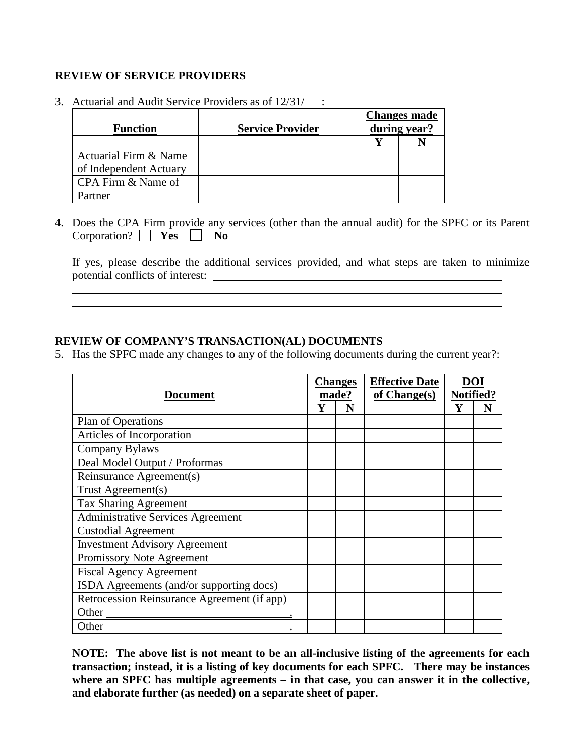**REVIEW OF SERVICE PROVIDERS**

3. Actuarial and Audit Service Providers as of 12/31/___:

| Function | Service Provider | Changes made during year? | |
|---|---|---|---|
| | | Y | N |
| Actuarial Firm & Name of Independent Actuary | | | |
| CPA Firm & Name of Partner | | | |

4. Does the CPA Firm provide any services (other than the annual audit) for the SPFC or its Parent Corporation? ☐ **Yes** ☐ **No**

   If yes, please describe the additional services provided, and what steps are taken to minimize potential conflicts of interest: ______________________________________________________

   ______________________________________________________________________________

   ______________________________________________________________________________

**REVIEW OF COMPANY'S TRANSACTION(AL) DOCUMENTS**

5. Has the SPFC made any changes to any of the following documents during the current year?:

| Document | Changes made? | | Effective Date of Change(s) | DOI Notified? | |
|---|---|---|---|---|---|
| | Y | N | | Y | N |
| Plan of Operations | | | | | |
| Articles of Incorporation | | | | | |
| Company Bylaws | | | | | |
| Deal Model Output / Proformas | | | | | |
| Reinsurance Agreement(s) | | | | | |
| Trust Agreement(s) | | | | | |
| Tax Sharing Agreement | | | | | |
| Administrative Services Agreement | | | | | |
| Custodial Agreement | | | | | |
| Investment Advisory Agreement | | | | | |
| Promissory Note Agreement | | | | | |
| Fiscal Agency Agreement | | | | | |
| ISDA Agreements (and/or supporting docs) | | | | | |
| Retrocession Reinsurance Agreement (if app) | | | | | |
| Other ______________________. | | | | | |
| Other ______________________. | | | | | |

**NOTE: The above list is not meant to be an all-inclusive listing of the agreements for each transaction; instead, it is a listing of key documents for each SPFC. There may be instances where an SPFC has multiple agreements – in that case, you can answer it in the collective, and elaborate further (as needed) on a separate sheet of paper.**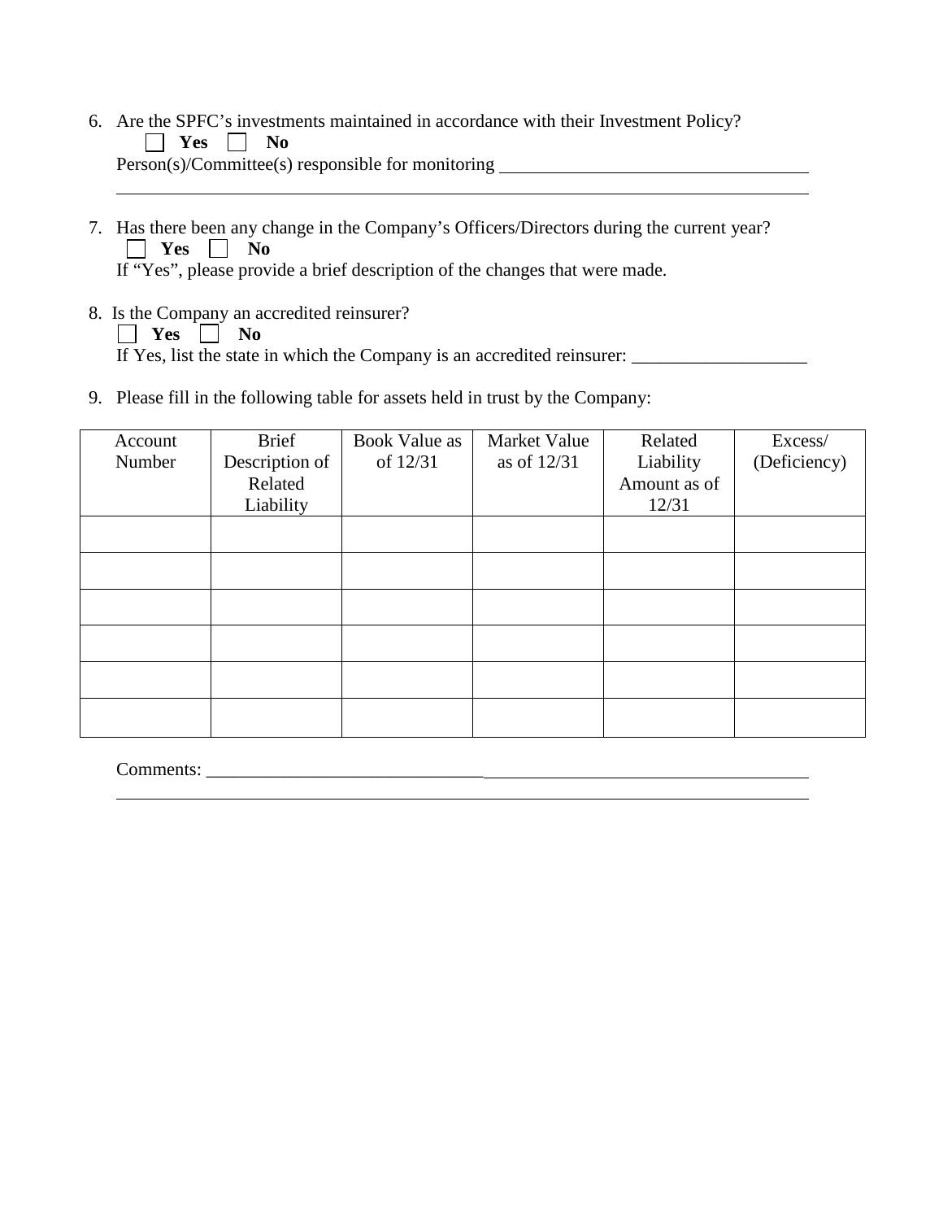6. Are the SPFC's investments maintained in accordance with their Investment Policy?

   ☐ **Yes** ☐ **No**

   Person(s)/Committee(s) responsible for monitoring \_\_\_\_\_\_\_\_\_\_\_\_\_\_\_\_\_\_\_\_\_\_\_\_\_\_\_\_\_\_\_\_\_\_

   \_\_\_\_\_\_\_\_\_\_\_\_\_\_\_\_\_\_\_\_\_\_\_\_\_\_\_\_\_\_\_\_\_\_\_\_\_\_\_\_\_\_\_\_\_\_\_\_\_\_\_\_\_\_\_\_\_\_\_\_\_\_\_\_\_\_\_\_\_\_\_\_

7. Has there been any change in the Company's Officers/Directors during the current year?

   ☐ **Yes** ☐ **No**

   If "Yes", please provide a brief description of the changes that were made.

8. Is the Company an accredited reinsurer?

   ☐ **Yes** ☐ **No**

   If Yes, list the state in which the Company is an accredited reinsurer: \_\_\_\_\_\_\_\_\_\_\_\_\_\_\_\_\_\_\_

9. Please fill in the following table for assets held in trust by the Company:

| Account Number | Brief Description of Related Liability | Book Value as of 12/31 | Market Value as of 12/31 | Related Liability Amount as of 12/31 | Excess/ (Deficiency) |
|---|---|---|---|---|---|
| | | | | | |
| | | | | | |
| | | | | | |
| | | | | | |
| | | | | | |
| | | | | | |

Comments: \_\_\_\_\_\_\_\_\_\_\_\_\_\_\_\_\_\_\_\_\_\_\_\_\_\_\_\_\_\_\_\_\_\_\_\_\_\_\_\_\_\_\_\_\_\_\_\_\_\_\_\_\_\_\_\_\_\_\_\_\_\_\_

\_\_\_\_\_\_\_\_\_\_\_\_\_\_\_\_\_\_\_\_\_\_\_\_\_\_\_\_\_\_\_\_\_\_\_\_\_\_\_\_\_\_\_\_\_\_\_\_\_\_\_\_\_\_\_\_\_\_\_\_\_\_\_\_\_\_\_\_\_\_\_\_